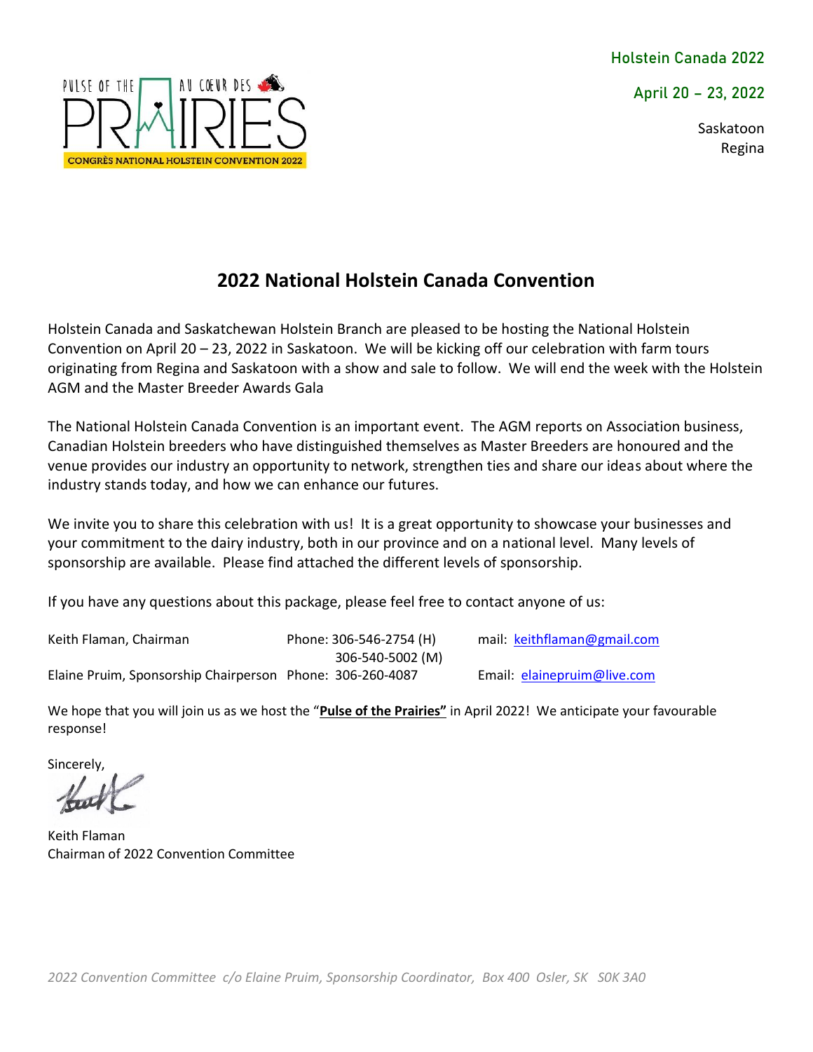PULSE OF THE PRAIRIES AU CŒUR DES

CONGRÈS NATIONAL HOLSTEIN CONVENTION 2022

Holstein Canada 2022

April 20 – 23, 2022

Saskatoon
Regina

## 2022 National Holstein Canada Convention

Holstein Canada and Saskatchewan Holstein Branch are pleased to be hosting the National Holstein Convention on April 20 – 23, 2022 in Saskatoon. We will be kicking off our celebration with farm tours originating from Regina and Saskatoon with a show and sale to follow. We will end the week with the Holstein AGM and the Master Breeder Awards Gala

The National Holstein Canada Convention is an important event. The AGM reports on Association business, Canadian Holstein breeders who have distinguished themselves as Master Breeders are honoured and the venue provides our industry an opportunity to network, strengthen ties and share our ideas about where the industry stands today, and how we can enhance our futures.

We invite you to share this celebration with us! It is a great opportunity to showcase your businesses and your commitment to the dairy industry, both in our province and on a national level. Many levels of sponsorship are available. Please find attached the different levels of sponsorship.

If you have any questions about this package, please feel free to contact anyone of us:

| | | |
|---|---|---|
| Keith Flaman, Chairman | Phone: 306-546-2754 (H)<br>306-540-5002 (M) | mail: keithflaman@gmail.com |
| Elaine Pruim, Sponsorship Chairperson | Phone: 306-260-4087 | Email: elainepruim@live.com |

We hope that you will join us as we host the "**Pulse of the Prairies"** in April 2022! We anticipate your favourable response!

Sincerely,

Keith Flaman
Chairman of 2022 Convention Committee

*2022 Convention Committee c/o Elaine Pruim, Sponsorship Coordinator, Box 400 Osler, SK S0K 3A0*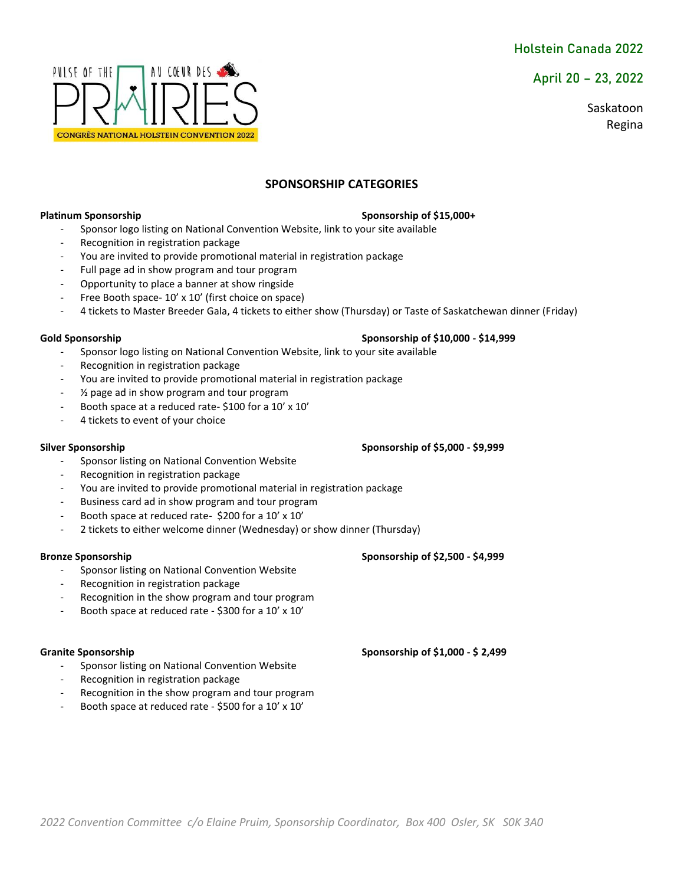PULSE OF THE PRAIRIES AU CŒUR DES

CONGRÈS NATIONAL HOLSTEIN CONVENTION 2022

Holstein Canada 2022

April 20 – 23, 2022

Saskatoon
Regina

## SPONSORSHIP CATEGORIES

**Platinum Sponsorship** **Sponsorship of $15,000+**

- Sponsor logo listing on National Convention Website, link to your site available
- Recognition in registration package
- You are invited to provide promotional material in registration package
- Full page ad in show program and tour program
- Opportunity to place a banner at show ringside
- Free Booth space- 10' x 10' (first choice on space)
- 4 tickets to Master Breeder Gala, 4 tickets to either show (Thursday) or Taste of Saskatchewan dinner (Friday)

**Gold Sponsorship** **Sponsorship of $10,000 - $14,999**

- Sponsor logo listing on National Convention Website, link to your site available
- Recognition in registration package
- You are invited to provide promotional material in registration package
- ½ page ad in show program and tour program
- Booth space at a reduced rate- $100 for a 10' x 10'
- 4 tickets to event of your choice

**Silver Sponsorship** **Sponsorship of $5,000 - $9,999**

- Sponsor listing on National Convention Website
- Recognition in registration package
- You are invited to provide promotional material in registration package
- Business card ad in show program and tour program
- Booth space at reduced rate- $200 for a 10' x 10'
- 2 tickets to either welcome dinner (Wednesday) or show dinner (Thursday)

**Bronze Sponsorship** **Sponsorship of $2,500 - $4,999**

- Sponsor listing on National Convention Website
- Recognition in registration package
- Recognition in the show program and tour program
- Booth space at reduced rate - $300 for a 10' x 10'

**Granite Sponsorship** **Sponsorship of $1,000 - $ 2,499**

- Sponsor listing on National Convention Website
- Recognition in registration package
- Recognition in the show program and tour program
- Booth space at reduced rate - $500 for a 10' x 10'

*2022 Convention Committee c/o Elaine Pruim, Sponsorship Coordinator, Box 400 Osler, SK S0K 3A0*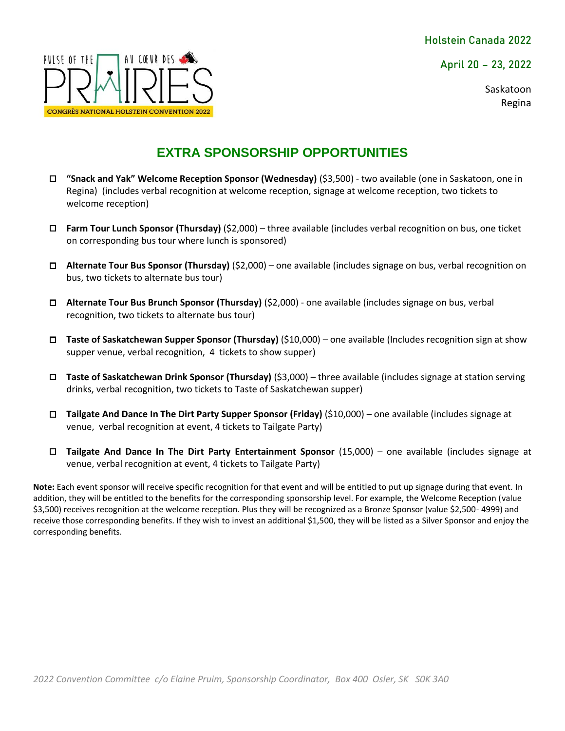PULSE OF THE PRAIRIES AU CŒUR DES

CONGRÈS NATIONAL HOLSTEIN CONVENTION 2022

Holstein Canada 2022

April 20 – 23, 2022

Saskatoon
Regina

## EXTRA SPONSORSHIP OPPORTUNITIES

- ☐ **"Snack and Yak" Welcome Reception Sponsor (Wednesday)** ($3,500) - two available (one in Saskatoon, one in Regina) (includes verbal recognition at welcome reception, signage at welcome reception, two tickets to welcome reception)
- ☐ **Farm Tour Lunch Sponsor (Thursday)** ($2,000) – three available (includes verbal recognition on bus, one ticket on corresponding bus tour where lunch is sponsored)
- ☐ **Alternate Tour Bus Sponsor (Thursday)** ($2,000) – one available (includes signage on bus, verbal recognition on bus, two tickets to alternate bus tour)
- ☐ **Alternate Tour Bus Brunch Sponsor (Thursday)** ($2,000) - one available (includes signage on bus, verbal recognition, two tickets to alternate bus tour)
- ☐ **Taste of Saskatchewan Supper Sponsor (Thursday)** ($10,000) – one available (Includes recognition sign at show supper venue, verbal recognition, 4 tickets to show supper)
- ☐ **Taste of Saskatchewan Drink Sponsor (Thursday)** ($3,000) – three available (includes signage at station serving drinks, verbal recognition, two tickets to Taste of Saskatchewan supper)
- ☐ **Tailgate And Dance In The Dirt Party Supper Sponsor (Friday)** ($10,000) – one available (includes signage at venue, verbal recognition at event, 4 tickets to Tailgate Party)
- ☐ **Tailgate And Dance In The Dirt Party Entertainment Sponsor** (15,000) – one available (includes signage at venue, verbal recognition at event, 4 tickets to Tailgate Party)

**Note:** Each event sponsor will receive specific recognition for that event and will be entitled to put up signage during that event. In addition, they will be entitled to the benefits for the corresponding sponsorship level. For example, the Welcome Reception (value $3,500) receives recognition at the welcome reception. Plus they will be recognized as a Bronze Sponsor (value $2,500- 4999) and receive those corresponding benefits. If they wish to invest an additional $1,500, they will be listed as a Silver Sponsor and enjoy the corresponding benefits.

*2022 Convention Committee c/o Elaine Pruim, Sponsorship Coordinator, Box 400 Osler, SK S0K 3A0*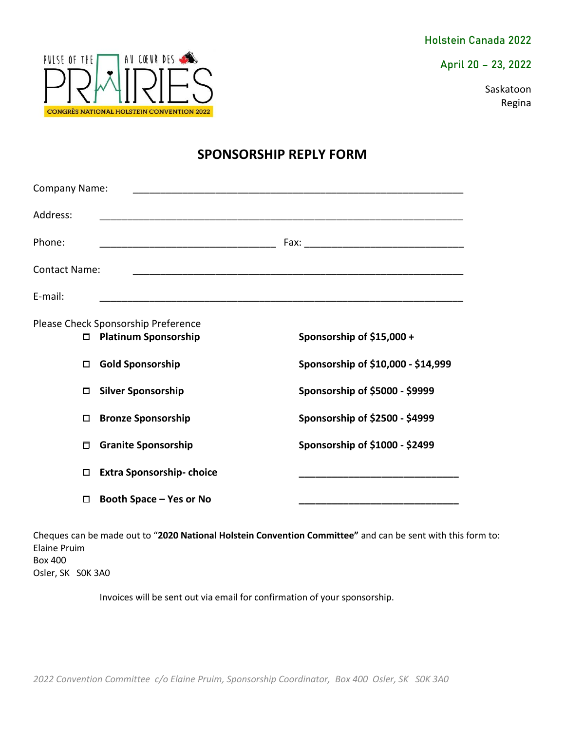PULSE OF THE PRAIRIES AU CŒUR DES

CONGRÈS NATIONAL HOLSTEIN CONVENTION 2022

Holstein Canada 2022

April 20 – 23, 2022

Saskatoon
Regina

## SPONSORSHIP REPLY FORM

Company Name: ____________________________________________________________

Address: ____________________________________________________________

Phone: ________________________________ Fax: ____________________________

Contact Name: ____________________________________________________________

E-mail: ____________________________________________________________

Please Check Sponsorship Preference

| | |
|---|---|
| ☐ **Platinum Sponsorship** | **Sponsorship of $15,000 +** |
| ☐ **Gold Sponsorship** | **Sponsorship of $10,000 - $14,999** |
| ☐ **Silver Sponsorship** | **Sponsorship of $5000 - $9999** |
| ☐ **Bronze Sponsorship** | **Sponsorship of $2500 - $4999** |
| ☐ **Granite Sponsorship** | **Sponsorship of $1000 - $2499** |
| ☐ **Extra Sponsorship- choice** | ____________________________ |
| ☐ **Booth Space – Yes or No** | ____________________________ |

Cheques can be made out to "**2020 National Holstein Convention Committee"** and can be sent with this form to:
Elaine Pruim
Box 400
Osler, SK S0K 3A0

Invoices will be sent out via email for confirmation of your sponsorship.

*2022 Convention Committee c/o Elaine Pruim, Sponsorship Coordinator, Box 400 Osler, SK S0K 3A0*